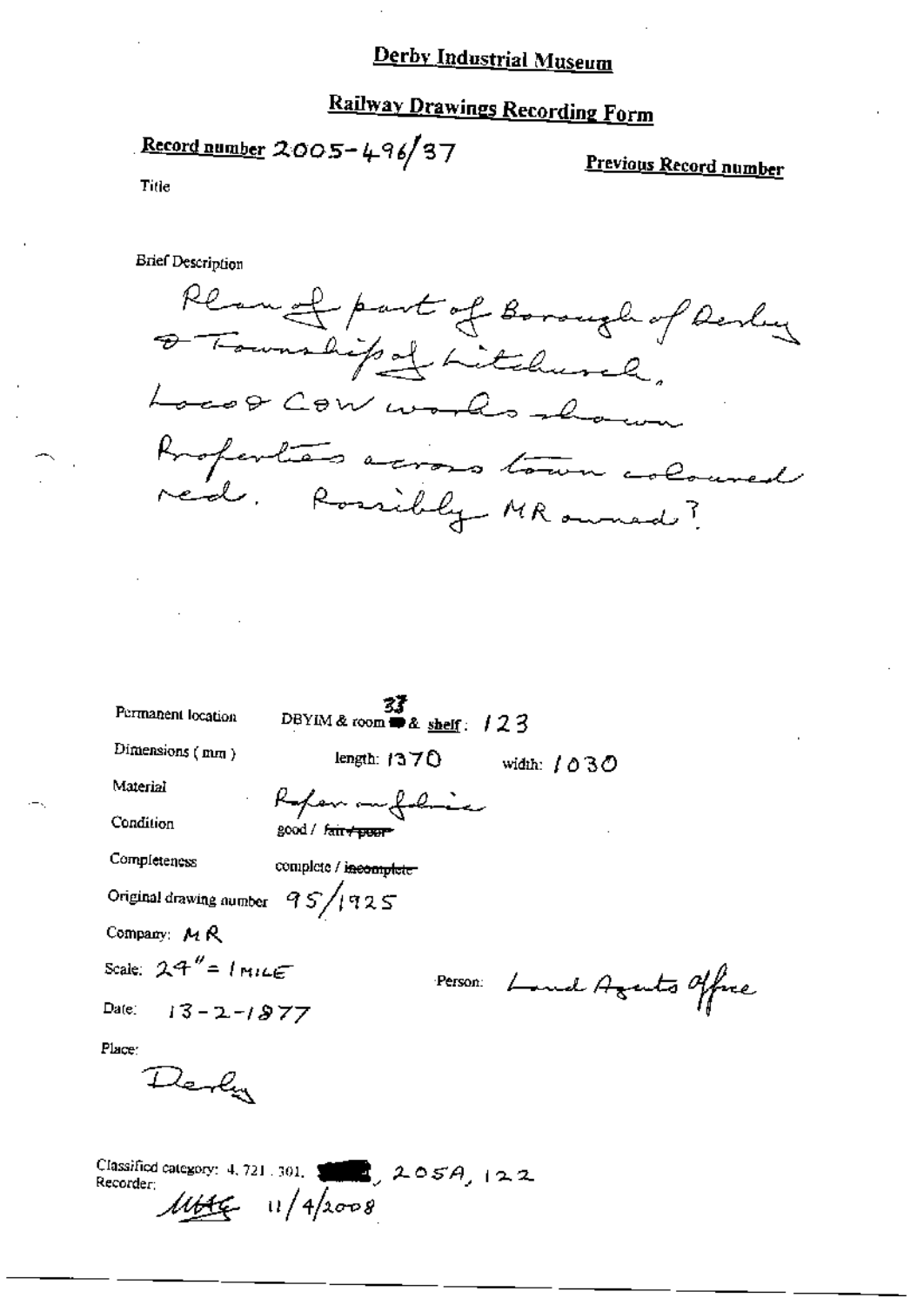# Derby Industrial Museum

## Railway Drawings Recording Form

**Record number** 2005-496/37

**Previous Record number**

Title

Brief Description

Plan of part of Borough of Derby & Township of Litchurch. Loco & C&W works shown. Properties across town coloured red. Possibly MR owned?

Permanent location: DBYIM & room 33 & shelf: 123

Dimensions (mm): length: 1370 width: 1030

Material: Paper on fabric

Condition: good / ~~fair / poor~~

Completeness: complete / ~~incomplete~~

Original drawing number: 95/1925

Company: MR

Scale: 24" = 1 MILE

Person: Land Agents Office

Date: 13-2-1877

Place:

Derby

Classified category: 4, 721, 301, ████, 205A, 122

Recorder: MHG 11/4/2008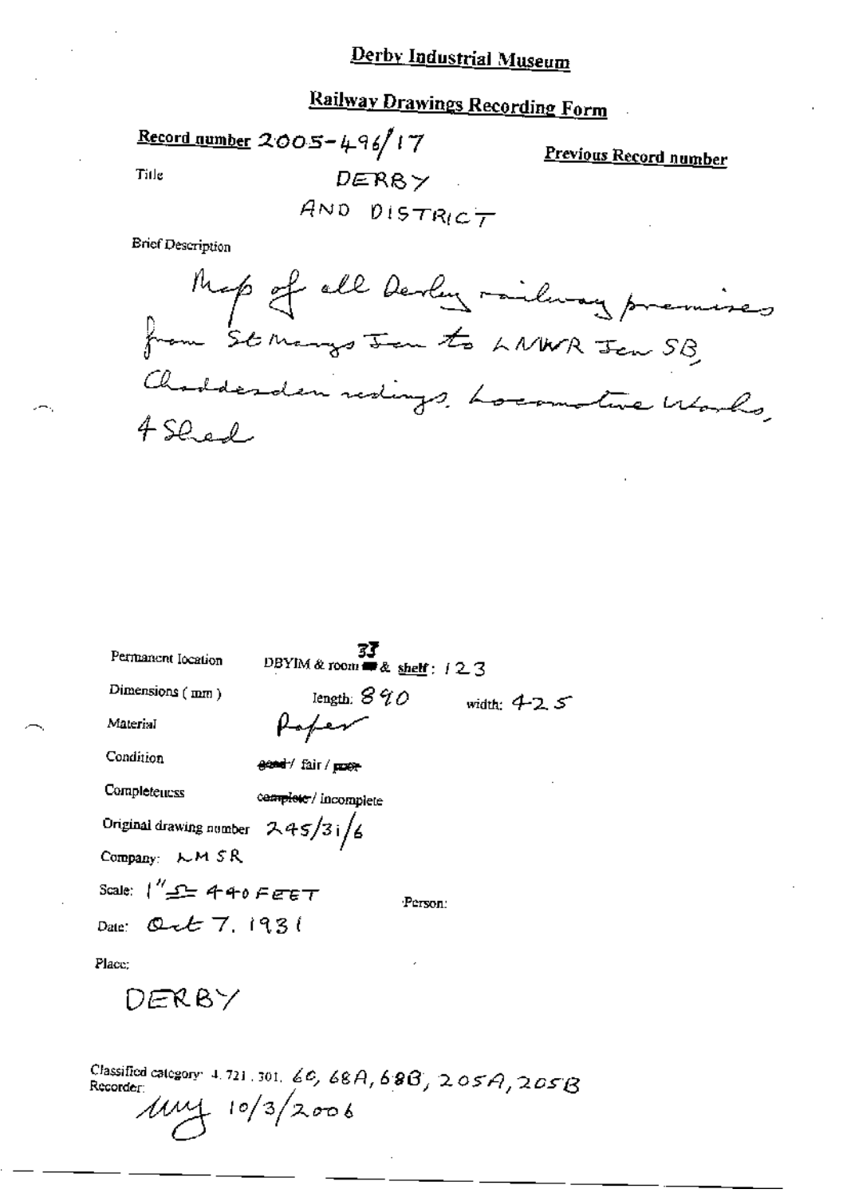# Derby Industrial Museum

## Railway Drawings Recording Form

**Record number** 2005-496/17

**Previous Record number**

Title DERBY AND DISTRICT

Brief Description

Map of all Derby railway premises from St Marys Jcn to LNWR Jcn SB, Chaddesden sidings, Locomotive Works, 4 Shed

Permanent location DBYIM & room 33 & shelf: 123

Dimensions (mm) length: 890 width: 425

Material Paper

Condition ~~good~~ / fair / ~~poor~~

Completeness ~~complete~~ / incomplete

Original drawing number 245/31/6

Company: LMSR

Scale: 1" = 440 FEET

Person:

Date: Oct 7. 1931

Place:

DERBY

Classified category: 4. 721. 301. 66, 68A, 68B, 205A, 205B

Recorder: MMJ 10/3/2006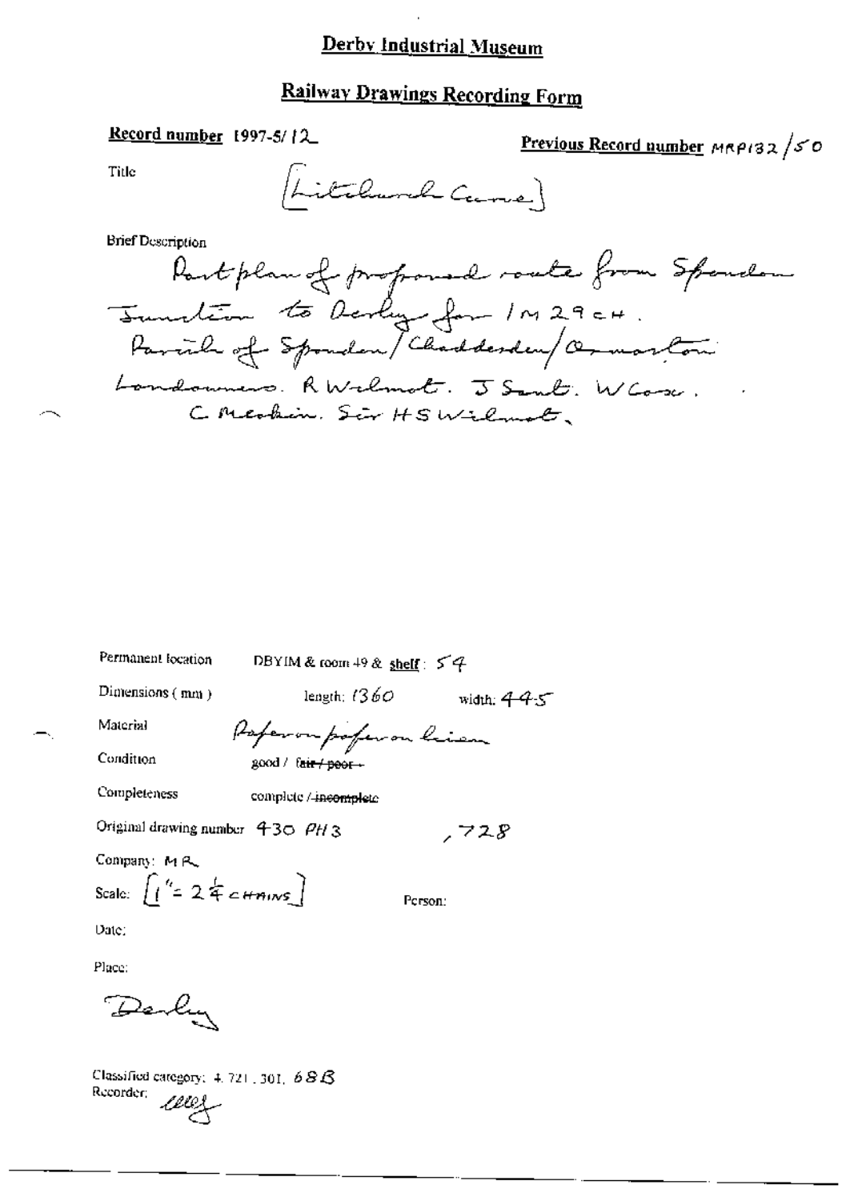# Derby Industrial Museum

## Railway Drawings Recording Form

**Record number** 1997-5/12

**Previous Record number** MRP132/50

Title

[Litchurch Curve]

Brief Description

Part plan of proposed route from Spondon Junction to Derby for 1M 29CH.
Parish of Spondon/Chaddesden/Osmaston
Landowners. R Wilmot. J Sant. W Cox.
C Meakin. Sir HS Wilmot.

Permanent location DBYIM & room 49 & shelf: 54

Dimensions (mm) length: 1360 width: 445

Material Paper on paper on linen

Condition good / ~~fair / poor~~

Completeness complete / ~~incomplete~~

Original drawing number 430 PH3 , 728

Company: MR

Scale: [1" = 2¼ CHAINS]

Person:

Date:

Place:

Derby

Classified category: 4.721.301, 68B

Recorder: [signature]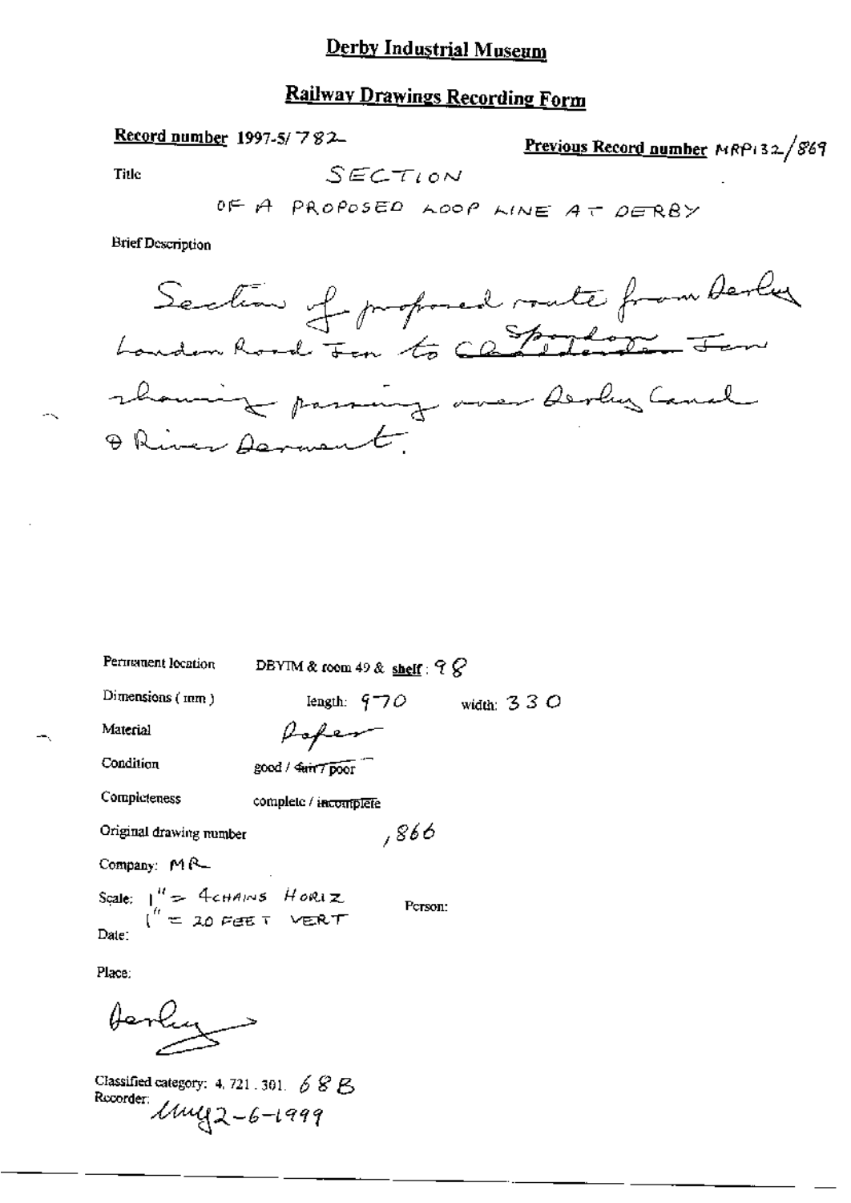# Derby Industrial Museum

## Railway Drawings Recording Form

**Record number** 1997-5/782

**Previous Record number** MRP132/869

Title SECTION

OF A PROPOSED LOOP LINE AT DERBY

Brief Description

Section of proposed route from Derby London Road Jcn to ~~Chaddesden~~ Spondon Jcn showing passing over Derby Canal & River Derwent.

Permanent location DBYIM & room 49 & **shelf**: 98

Dimensions (mm) length: 970 width: 330

Material Paper

Condition good / ~~fair / poor~~

Completeness complete / ~~incomplete~~

Original drawing number ,866

Company: MR

Scale: 1" = 4 CHAINS HORIZ
1" = 20 FEET VERT

Person:

Date:

Place:

Derby

Classified category: 4. 721. 301. 68B

Recorder: lmg 2-6-1999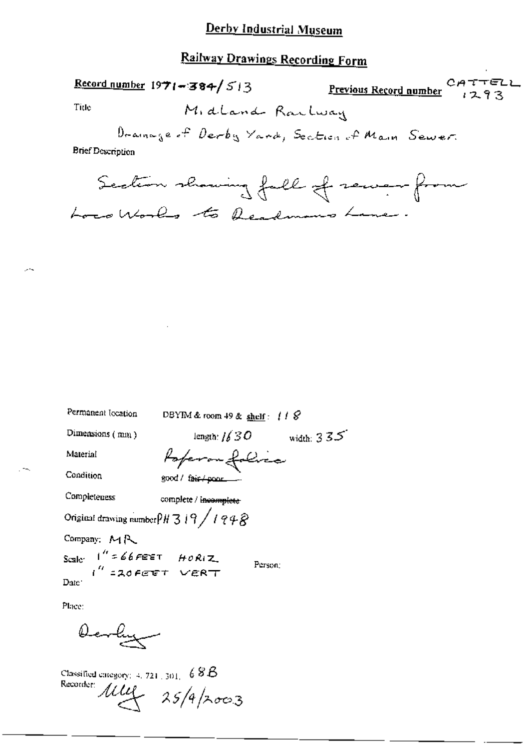# Derby Industrial Museum

## Railway Drawings Recording Form

**Record number** 1971-384/513

**Previous Record number** CATTELL 1293

Title Midland Railway

Drainage of Derby Yard, Section of Main Sewer.

Brief Description

Section showing fall of sewer from Loco Works to Deadmans Lane.

Permanent location DBYIM & room 49 & shelf: 118

Dimensions (mm) length: 1630 width: 335

Material Paper on fabric

Condition good / ~~fair / poor~~

Completeness complete / ~~incomplete~~

Original drawing number PH 319/1948

Company: MR

Scale: 1" = 66 FEET HORIZ
1" = 20 FEET VERT

Person:

Date:

Place:

Derby

Classified category: 4.721.301. 68B

Recorder: MW 25/4/2003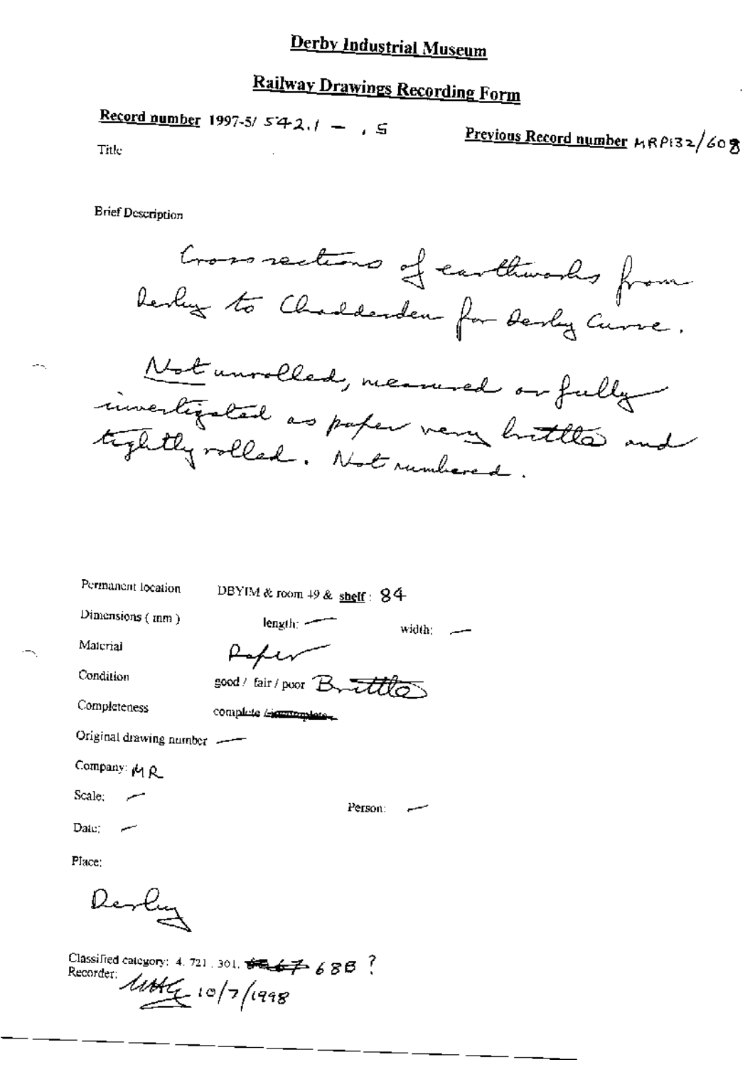# Derby Industrial Museum

## Railway Drawings Recording Form

**Record number** 1997-5/ 542.1 — .5

**Previous Record number** MRP132/608

Title

Brief Description

Cross sections of earthworks from Derby to Chaddesden for Derby Curve.

Not unrolled, measured or fully investigated as paper very brittle and tightly rolled. Not numbered.

Permanent location: DBYIM & room 49 & **shelf**: 84

Dimensions (mm) length: — width: —

Material: Paper

Condition: good / fair / poor Brittle

Completeness: complete / ~~incomplete~~

Original drawing number: —

Company: MR

Scale: —

Person: —

Date: —

Place:

Derby

Classified category: 4. 721. 301. ~~667~~ 688 ?

Recorder: MHG 10/7/1998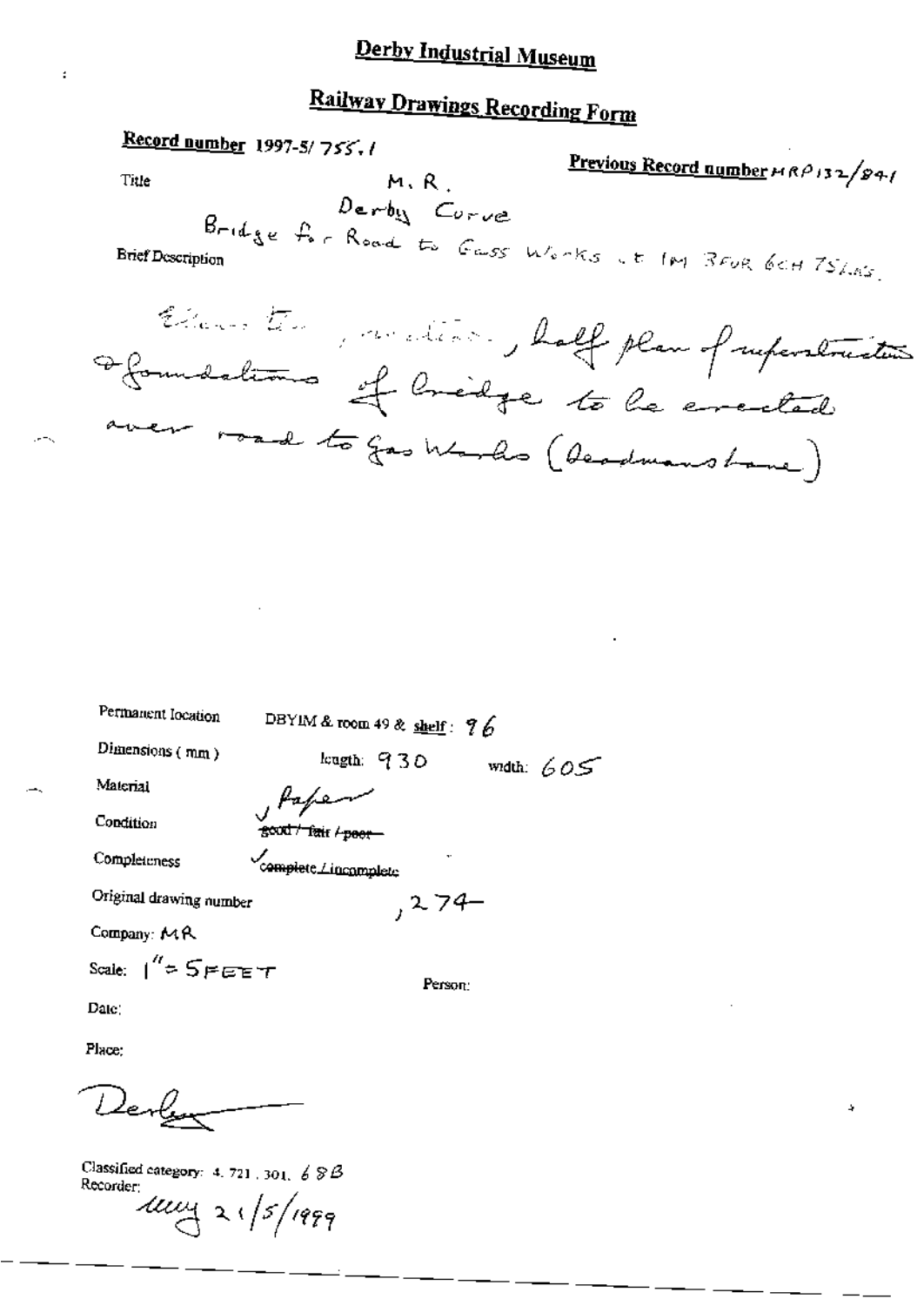# Derby Industrial Museum

## Railway Drawings Recording Form

**Record number** 1997-5/ 755.1

**Previous Record number** MRP132/841

Title

M. R.
Derby Curve
Bridge for Road to Gass Works at 1M 3FUR 6CH 75LKS.

Brief Description

Elevation, section, half plan of superstructure & foundations of bridge to be erected over road to Gas Works (Deadmans Lane)

Permanent location DBYIM & room 49 & shelf: 96

Dimensions (mm) length: 930 width: 605

Material ✓ Paper

Condition ~~good / fair / poor~~

Completeness ✓ ~~complete / incomplete~~

Original drawing number , 274

Company: MR

Scale: 1" = 5 FEET

Person:

Date:

Place:

Derby

Classified category: 4. 721. 301. 68B

Recorder:

May 21/5/1999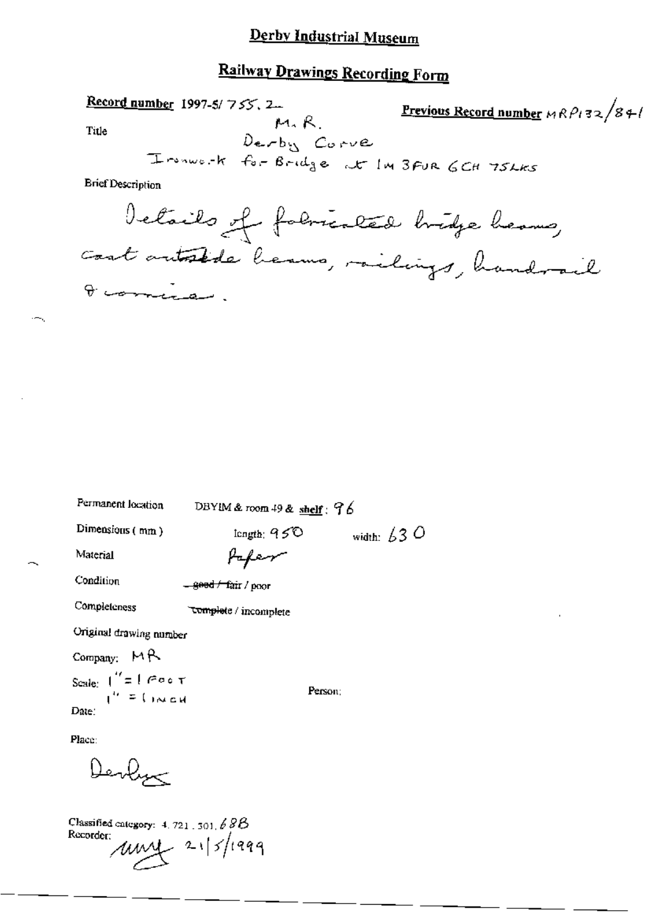# Derby Industrial Museum

## Railway Drawings Recording Form

**Record number** 1997-5/755.2

**Previous Record number** MRP132/841

Title

M.R.
Derby Curve
Ironwork for Bridge at 1M 3FUR 6CH 75LKS

Brief Description

Details of fabricated bridge beams, cast outside beams, railings, handrail & cornice.

Permanent location: DBYIM & room 49 & **shelf**: 96

Dimensions (mm): length: 950 width: 630

Material: Paper

Condition: ~~good / fair~~ / poor

Completeness: ~~complete~~ / incomplete

Original drawing number

Company: MR

Scale: 1" = 1 FOOT
1" = 1 INCH

Person:

Date:

Place:

Derby

Classified category: 4.721.301.68B

Recorder: uwg 21/5/1999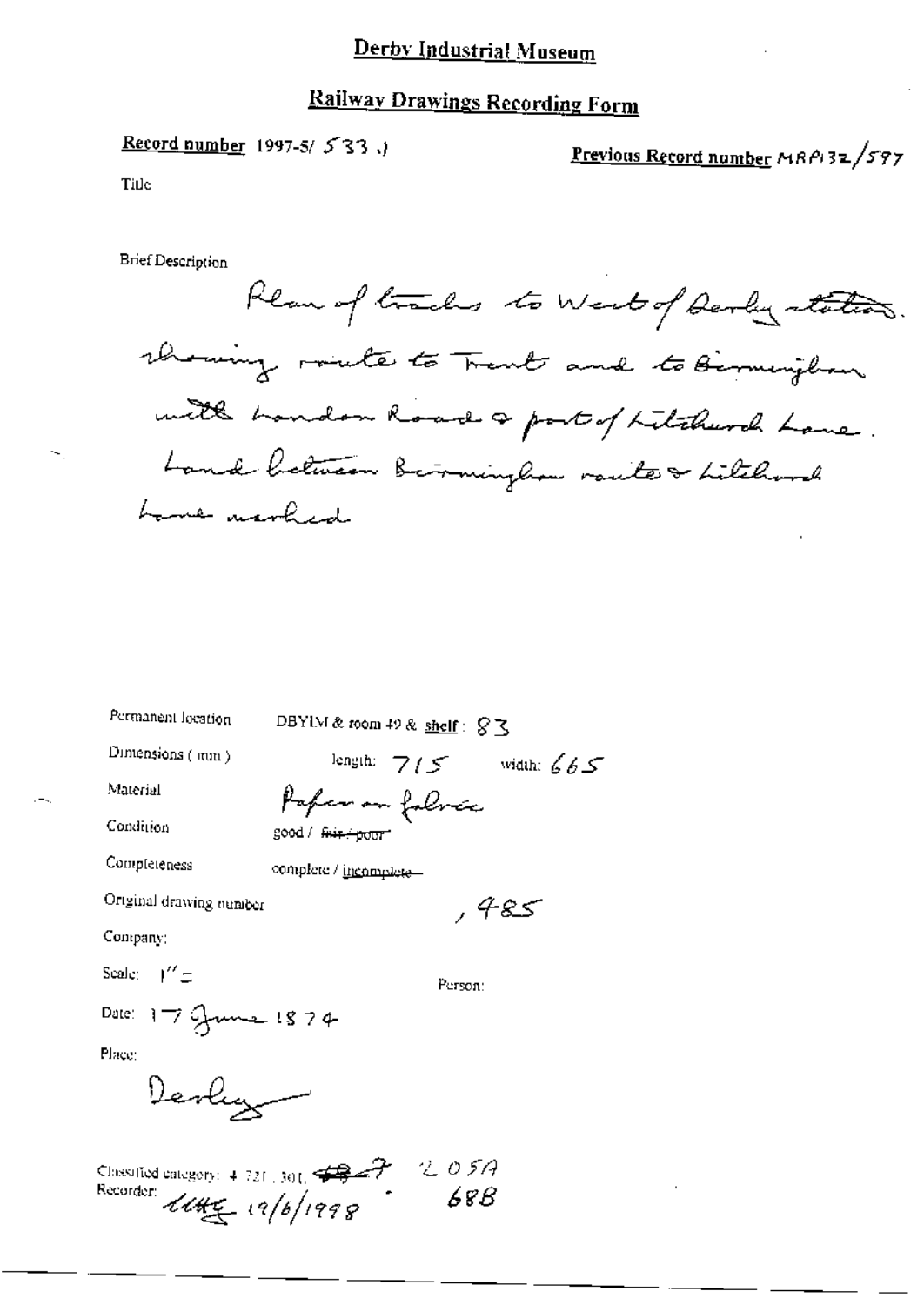# Derby Industrial Museum

## Railway Drawings Recording Form

**Record number** 1997-5/ 533 .)

**Previous Record number** MRP132/597

Title

Brief Description

Plan of tracks to West of Derby station. showing route to Trent and to Birmingham with London Road & part of Litchurch Lane. Land between Birmingham route & Litchurch Lane marked

Permanent location: DBYIM & room 49 & **shelf**: 83

Dimensions (mm): length: 715 width: 665

Material: Paper on fabric

Condition: good / ~~fair / poor~~

Completeness: complete / ~~incomplete~~

Original drawing number: , 485

Company:

Scale: 1" =

Person:

Date: 17 June 1874

Place:

Derby

Classified category: 4.721.301, ~~482~~7 205A 688

Recorder: ~~(initials)~~ 19/6/1998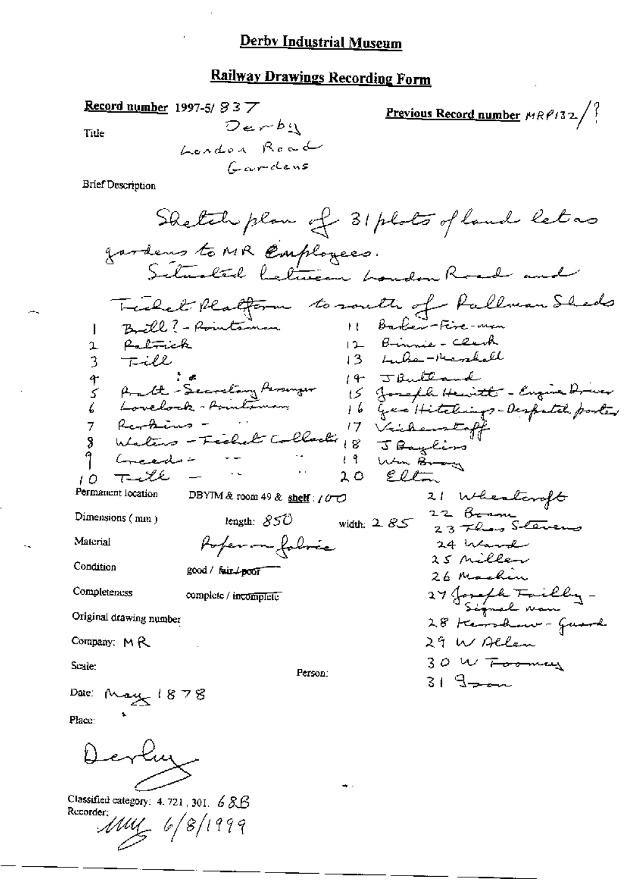# Derby Industrial Museum

## Railway Drawings Recording Form

**Record number** 1997-5/ 837

**Previous Record number** MRP132/?

Title

Derby
London Road
Gardens

Brief Description

Sketch plan of 31 plots of land let as gardens to MR Employees.
Situated between London Road and Ticket Platform to south of Pullman Sheds

1 Bull? - Pointsman
2 Patrick
3 Till
4 : "
5 Pratt - Secretary Passenger
6 Lovelock - Pointsman
7 Perkins - " "
8 Waters - Ticket Collector
9 Creed - " "
10 Tull - " "
11 Baker - Fire-man
12 Binnie - Clerk
13 Luke - Marshall
14 J Buttland
15 Joseph Hewitt - Engine Driver
16 Geo Hitchings - Despatch porter
17 Vickerstaff
18 J Bayliss
19 Wm Bray
20 Elton
21 Wheatcroft
22 Broom
23 Thos Stevens
24 Ward
25 Miller
26 Machin
27 Joseph Tailby - Signal man
28 Kershaw - Guard
29 W Allen
30 W Toomey
31 Gozon

Permanent location DBYIM & room 49 & shelf: 100

Dimensions (mm) length: 850 width: 285

Material Paper on fabric

Condition good / ~~fair / poor~~

Completeness complete / ~~incomplete~~

Original drawing number

Company: MR

Scale:

Person:

Date: May 1878

Place:

Derby

Classified category: 4.721, 301. 68B

Recorder: MM 6/8/1999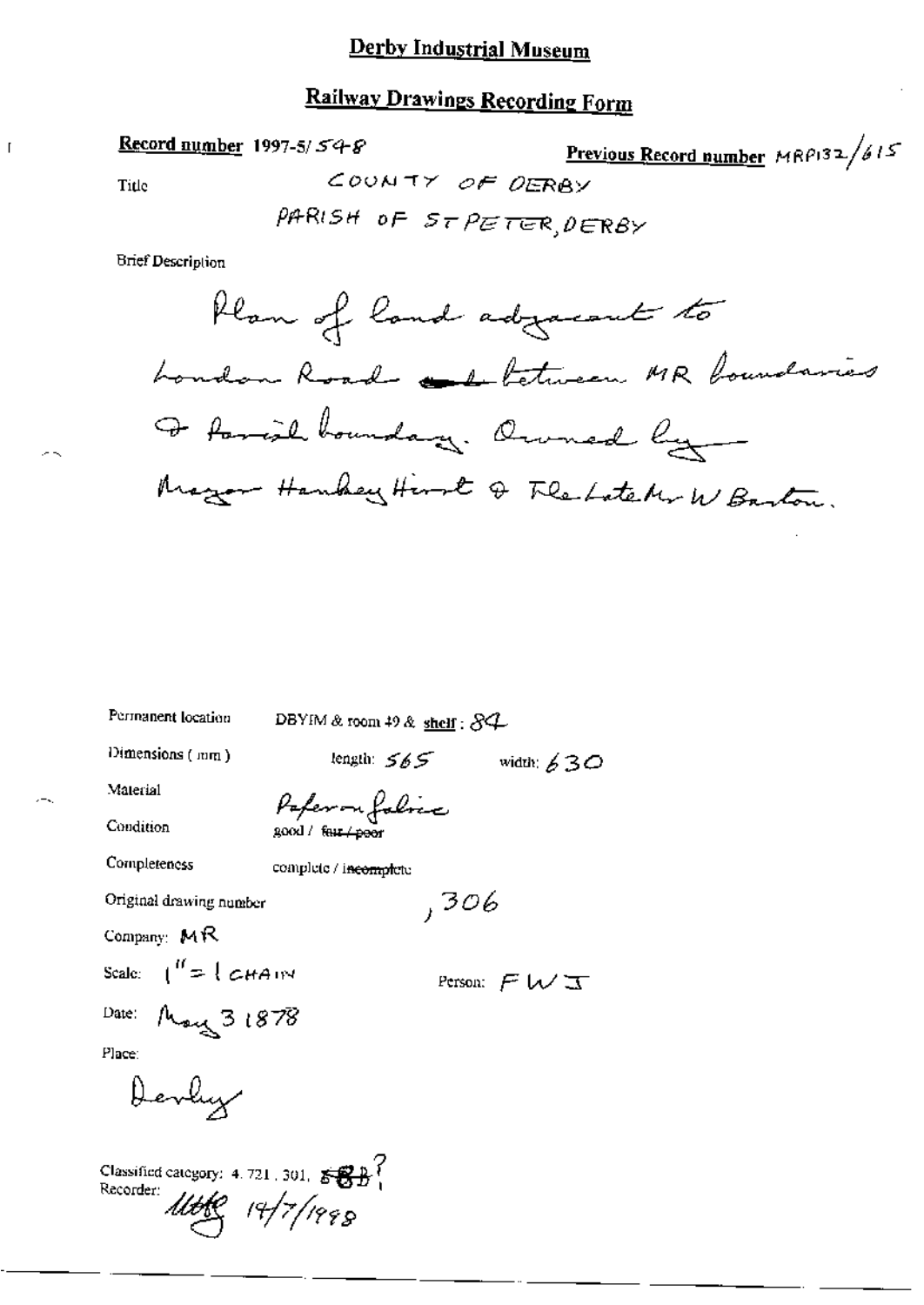## Derby Industrial Museum

## Railway Drawings Recording Form

**Record number** 1997-5/548

**Previous Record number** MRP132/615

Title

COUNTY OF DERBY

PARISH OF ST PETER, DERBY

Brief Description

Plan of land adjacent to London Road ~~and~~ between MR boundaries & Parish boundary. Owned by Mayor Hankey Hirst & The Late Mr W Barton.

Permanent location DBYIM & room 49 & shelf: 84

Dimensions (mm) length: 565 width: 630

Material Paper on fabric

Condition good / ~~fair / poor~~

Completeness complete / ~~incomplete~~

Original drawing number ,306

Company: MR

Scale: 1" = 1 CHAIN

Person: FWJ

Date: May 3 1878

Place:

Derby

Classified category: 4. 721. 301. ~~588~~?

Recorder: [initials] 14/7/1998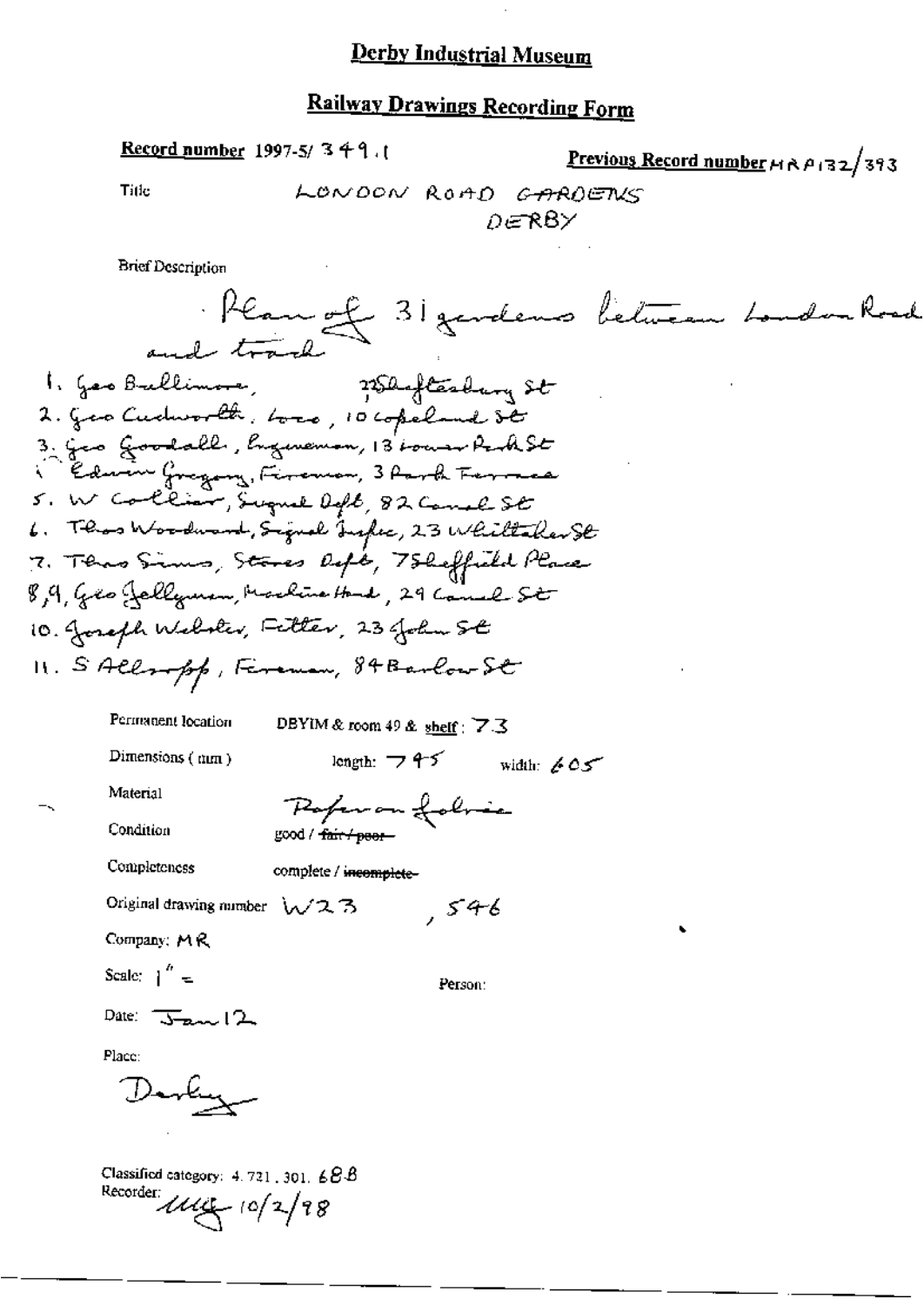# Derby Industrial Museum

## Railway Drawings Recording Form

**Record number** 1997-5/ 349.1

**Previous Record number** MRP132/393

Title: LONDON ROAD GARDENS DERBY

Brief Description

Plan of 31 gardens between London Road and track

1. Geo Bullimore, 7 Shaftesbury St
2. Geo Cudworth, Loco, 10 Copeland St
3. Geo Goodall, Enginemen, 13 Lower Park St
4. Edwin Gregory, Firemen, 3 Park Terrace
5. W Collier, Signal Dept, 82 Canal St
6. Thos Woodward, Signal Inspec, 23 Whittaker St
7. Thos Sims, Stores Dept, 7 Sheffield Place
8, 9, Geo Jellyman, Machine Hand, 29 Canal St
10. Joseph Webster, Fitter, 23 John St
11. S Allsopp, Fireman, 84 Barlow St

Permanent location: DBYIM & room 49 & shelf: 73

Dimensions (mm): length: 745 width: 605

Material: Paper on fabric

Condition: good / ~~fair / poor~~

Completeness: complete / ~~incomplete~~

Original drawing number: W23, 546

Company: MR

Scale: 1" =

Person:

Date: Jan 12

Place: Derby

Classified category: 4.721.301.688

Recorder: MUG 10/2/98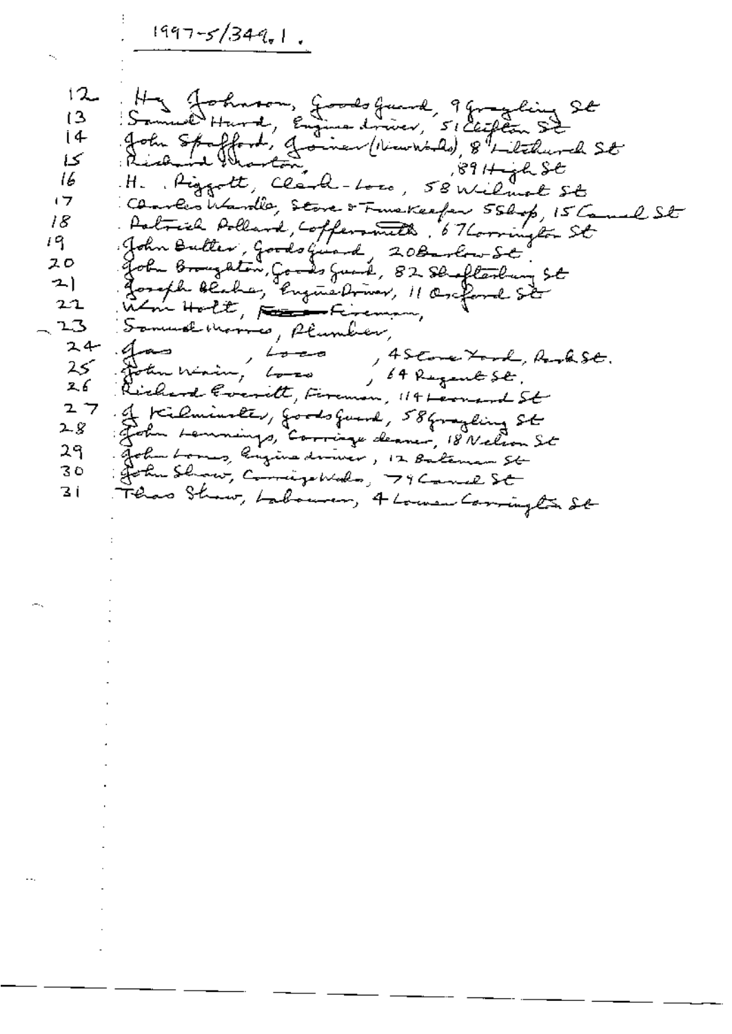1997-5/349.1.

12 Hy Johnson, Goods guard, 9 Grayling St
13 Samuel Hurd, Engine driver, 51 Clifton St
14 John Stafford, Joiner (New Works), 8 Litchurch St
15 Richard Marton, , 89 High St
16 H. Piggott, Clerk - Loco, 58 Wilmot St
17 Charles Wardle, Store & Timekeeper 55 Shop, 15 Canal St
18 Patrick Pollard, Coppersmith, 67 Carrington St
19 John Butler, Goods guard, 20 Barlow St
20 John Broughton, Goods guard, 82 Shaftesbury St
21 Joseph Blake, Engine Driver, 11 Oxford St
22 Wm Holt, ~~Fireman~~ Fireman,
23 Samuel Morris, Plumber,
24 Jas , Loco , 4 Stone Yard, Park St.
25 John Nixon, Loco , 64 Regent St.
26 Richard Everitt, Fireman, 114 Leonard St
27 J Kilminster, Goods guard, 58 Grayling St
28 John Lennings, Carriage cleaner, 18 Nelson St
29 John Lomas, Engine driver, 12 Bateman St
30 John Shaw, Carriage Works, 74 Canal St
31 Thos Shaw, Labourer, 4 Lower Carrington St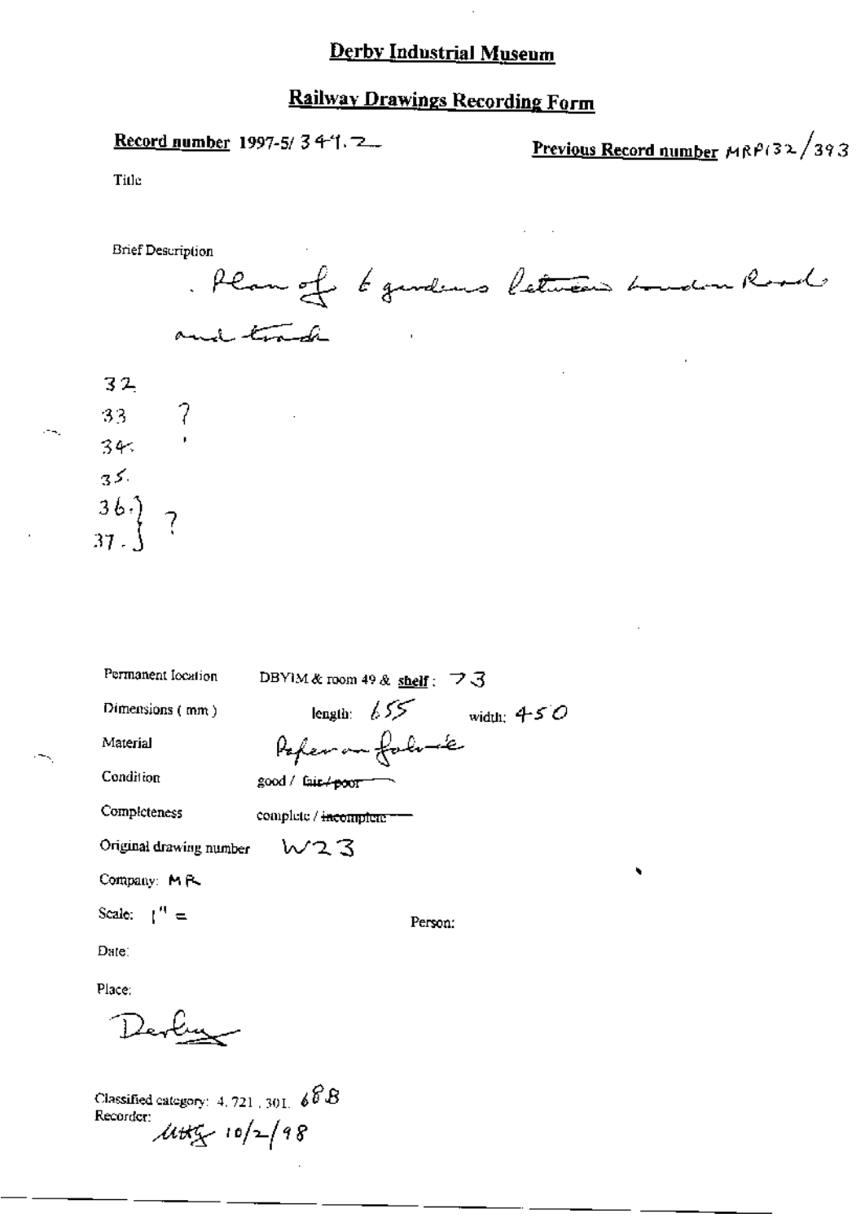# Derby Industrial Museum

## Railway Drawings Recording Form

**Record number** 1997-5/ 341.2

**Previous Record number** MRP132/393

Title

Brief Description

. Plan of 6 gardens between London Road and track

32
33 ?
34
35
36.} ?
37.}

Permanent location DBYIM & room 49 & **shelf**: 73

Dimensions (mm) length: 655 width: 450

Material Paper on fabric

Condition good / ~~fair / poor~~

Completeness complete / ~~incomplete~~

Original drawing number W23

Company: MR

Scale: 1" =

Person:

Date:

Place:

Derby

Classified category: 4.721.301. 688

Recorder: MHK 10/2/98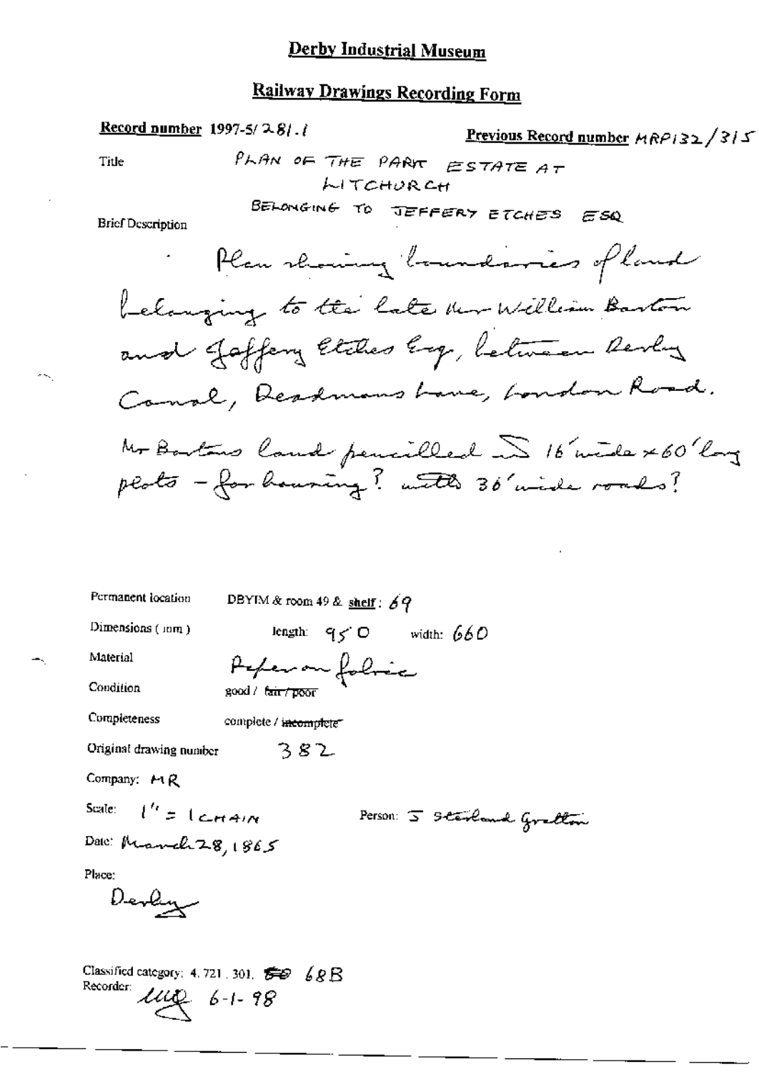# Derby Industrial Museum

## Railway Drawings Recording Form

**Record number** 1997-5/281.1

**Previous Record number** MRP132/315

Title: PLAN OF THE PART ESTATE AT LITCHURCH BELONGING TO JEFFERY ETCHES ESQ

Brief Description:

Plan showing boundaries of land belonging to the late Mr William Barton and Jeffery Etches Esq, between Derby Canal, Deadmans Lane, London Road.

Mr Bartons land pencilled in 16' wide x 60' long plots - for housing? with 36' wide roads?

Permanent location: DBYIM & room 49 & shelf: 69

Dimensions (mm): length: 950 width: 660

Material: Paper on fabric

Condition: good / ~~fair / poor~~

Completeness: complete / ~~incomplete~~

Original drawing number: 382

Company: MR

Scale: 1" = 1 CHAIN

Person: J Sterland Gretton

Date: March 28, 1865

Place: Derby

Classified category: 4.721.301. ~~50~~ 68B

Recorder: LLLQ 6-1-98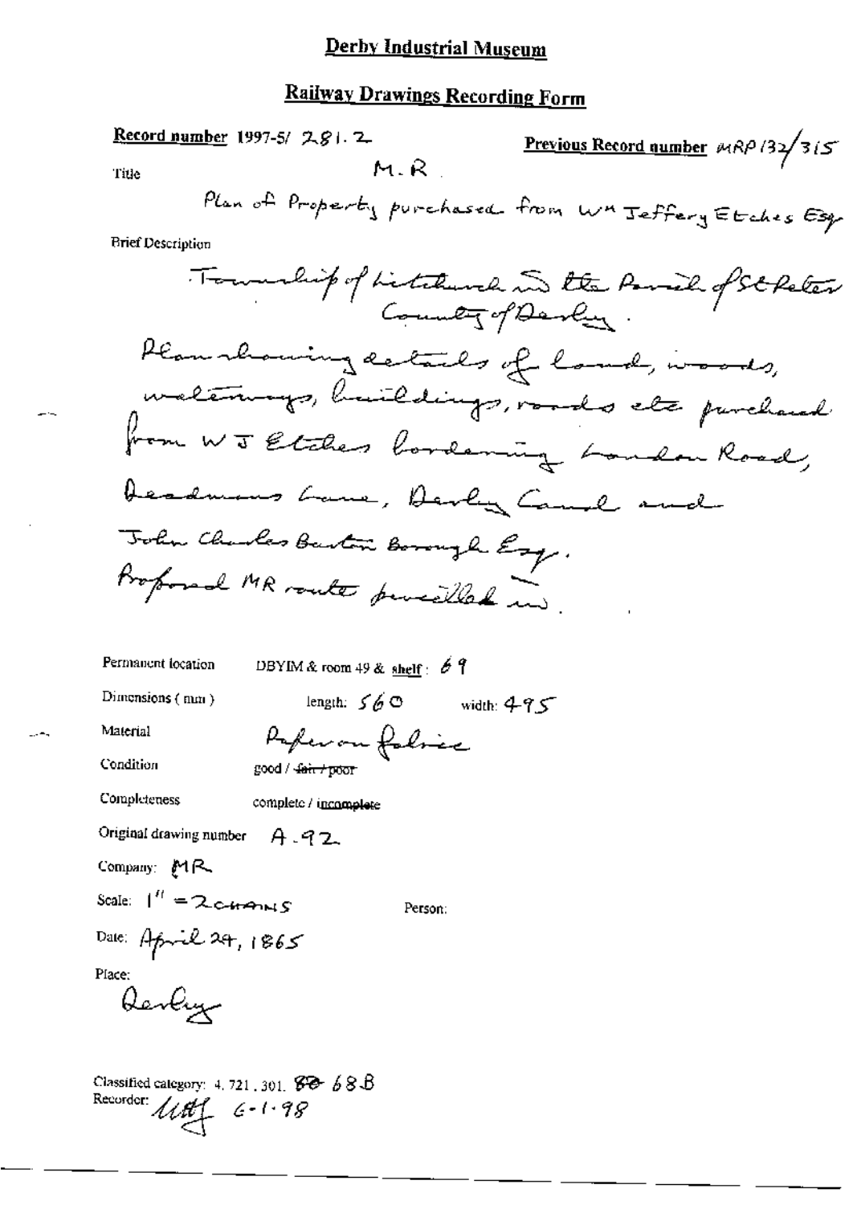# Derby Industrial Museum

## Railway Drawings Recording Form

**Record number** 1997-5/ 281.2

**Previous Record number** MRP 132/315

Title M.R.

Plan of Property purchased from Wm Jeffery Etches Esq

Brief Description

Township of Litchurch in the Parish of St Peter County of Derby.

Plan showing details of land, woods, waterways, buildings, roads etc purchased from W J Etches bordering London Road, Deadmans Lane, Derby Canal and John Charles Burton Borough Esq.

Proposed MR route pencilled in.

Permanent location DBYIM & room 49 & shelf: 69

Dimensions (mm) length: 560 width: 495

Material Paper on fabric

Condition good / ~~fair / poor~~

Completeness complete / incomplete

Original drawing number A.92

Company: MR

Scale: 1" = 2 chains

Person:

Date: April 24, 1865

Place:

Derby

Classified category: 4.721.301. ~~80~~ 68B

Recorder: MAJ 6-1-98